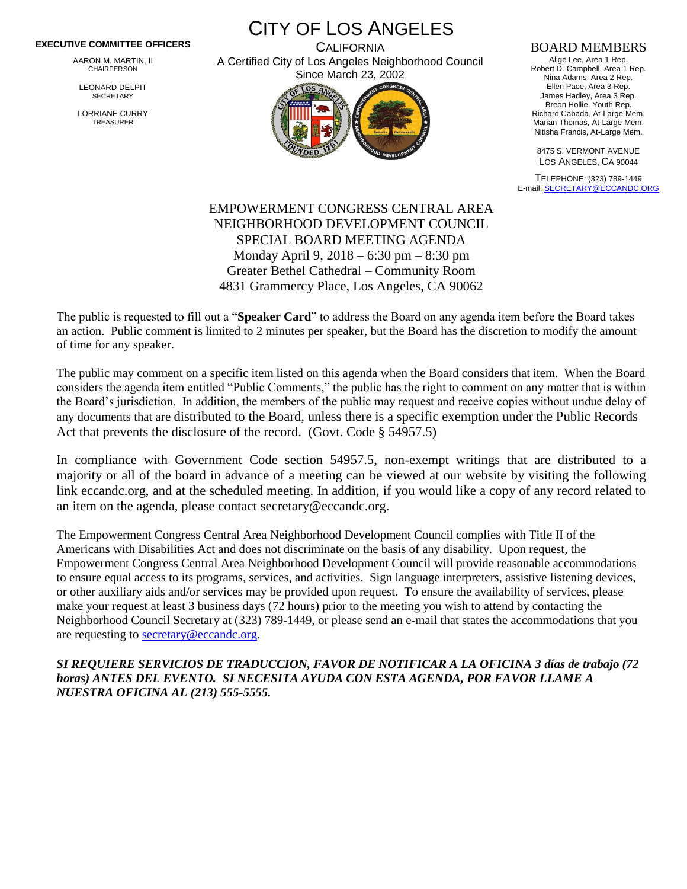**EXECUTIVE COMMITTEE OFFICERS**

AARON M. MARTIN, II
CHAIRPERSON

LEONARD DELPIT
SECRETARY

LORRIANE CURRY
TREASURER

# CITY OF LOS ANGELES

CALIFORNIA
A Certified City of Los Angeles Neighborhood Council
Since March 23, 2002

## BOARD MEMBERS

Alige Lee, Area 1 Rep.
Robert D. Campbell, Area 1 Rep.
Nina Adams, Area 2 Rep.
Ellen Pace, Area 3 Rep.
James Hadley, Area 3 Rep.
Breon Hollie, Youth Rep.
Richard Cabada, At-Large Mem.
Marian Thomas, At-Large Mem.
Nitisha Francis, At-Large Mem.

8475 S. VERMONT AVENUE
LOS ANGELES, CA 90044

TELEPHONE: (323) 789-1449
E-mail: SECRETARY@ECCANDC.ORG

EMPOWERMENT CONGRESS CENTRAL AREA
NEIGHBORHOOD DEVELOPMENT COUNCIL
SPECIAL BOARD MEETING AGENDA
Monday April 9, 2018 – 6:30 pm – 8:30 pm
Greater Bethel Cathedral – Community Room
4831 Grammercy Place, Los Angeles, CA 90062

The public is requested to fill out a "**Speaker Card**" to address the Board on any agenda item before the Board takes an action. Public comment is limited to 2 minutes per speaker, but the Board has the discretion to modify the amount of time for any speaker.

The public may comment on a specific item listed on this agenda when the Board considers that item. When the Board considers the agenda item entitled "Public Comments," the public has the right to comment on any matter that is within the Board's jurisdiction. In addition, the members of the public may request and receive copies without undue delay of any documents that are distributed to the Board, unless there is a specific exemption under the Public Records Act that prevents the disclosure of the record. (Govt. Code § 54957.5)

In compliance with Government Code section 54957.5, non-exempt writings that are distributed to a majority or all of the board in advance of a meeting can be viewed at our website by visiting the following link eccandc.org, and at the scheduled meeting. In addition, if you would like a copy of any record related to an item on the agenda, please contact secretary@eccandc.org.

The Empowerment Congress Central Area Neighborhood Development Council complies with Title II of the Americans with Disabilities Act and does not discriminate on the basis of any disability. Upon request, the Empowerment Congress Central Area Neighborhood Development Council will provide reasonable accommodations to ensure equal access to its programs, services, and activities. Sign language interpreters, assistive listening devices, or other auxiliary aids and/or services may be provided upon request. To ensure the availability of services, please make your request at least 3 business days (72 hours) prior to the meeting you wish to attend by contacting the Neighborhood Council Secretary at (323) 789-1449, or please send an e-mail that states the accommodations that you are requesting to secretary@eccandc.org.

***SI REQUIERE SERVICIOS DE TRADUCCION, FAVOR DE NOTIFICAR A LA OFICINA 3 días de trabajo (72 horas) ANTES DEL EVENTO. SI NECESITA AYUDA CON ESTA AGENDA, POR FAVOR LLAME A NUESTRA OFICINA AL (213) 555-5555.***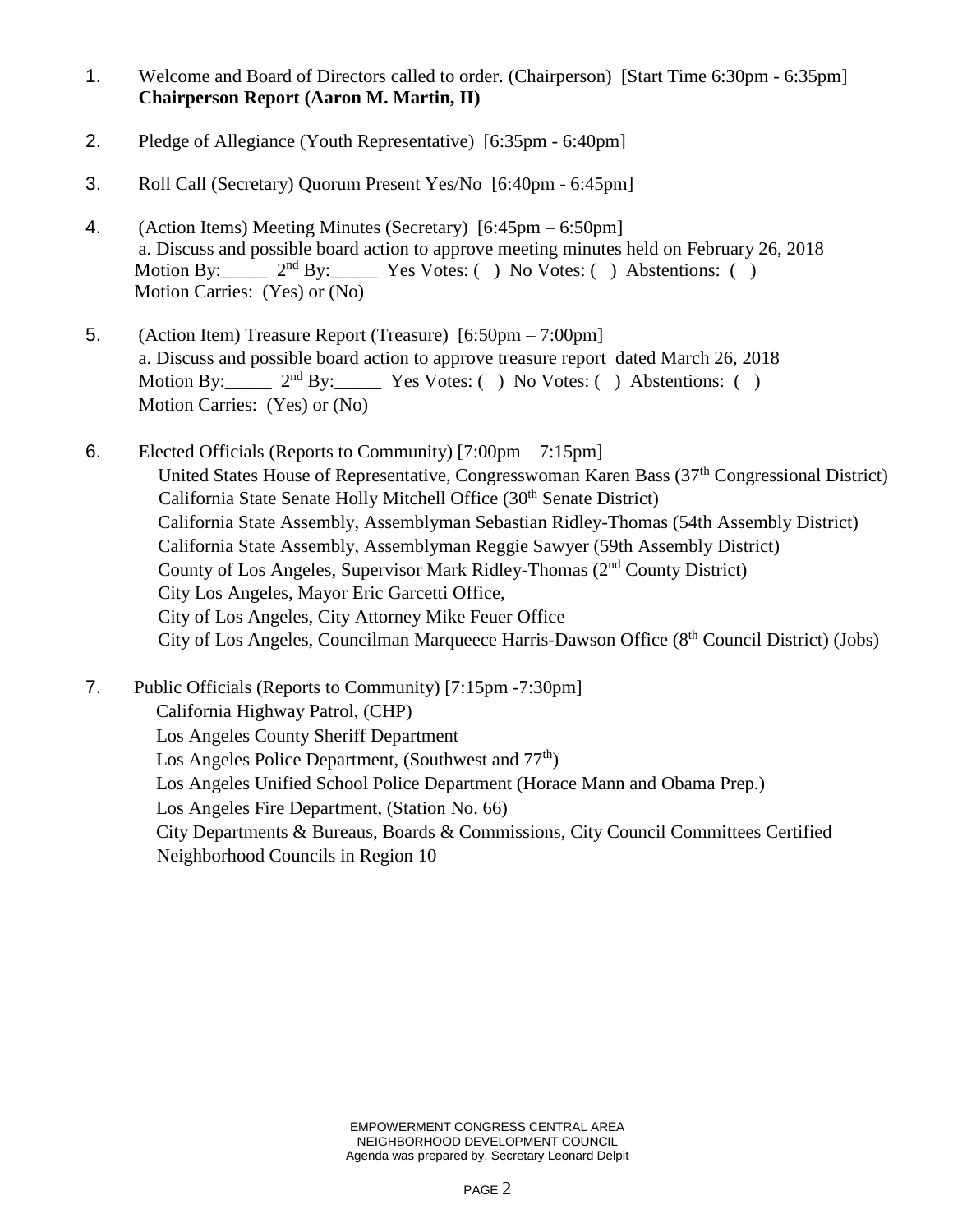1. Welcome and Board of Directors called to order. (Chairperson) [Start Time 6:30pm - 6:35pm]
   **Chairperson Report (Aaron M. Martin, II)**

2. Pledge of Allegiance (Youth Representative) [6:35pm - 6:40pm]

3. Roll Call (Secretary) Quorum Present Yes/No [6:40pm - 6:45pm]

4. (Action Items) Meeting Minutes (Secretary) [6:45pm – 6:50pm]
   a. Discuss and possible board action to approve meeting minutes held on February 26, 2018
   Motion By:_____ 2nd By:_____ Yes Votes: ( ) No Votes: ( ) Abstentions: ( )
   Motion Carries: (Yes) or (No)

5. (Action Item) Treasure Report (Treasure) [6:50pm – 7:00pm]
   a. Discuss and possible board action to approve treasure report dated March 26, 2018
   Motion By:_____ 2nd By:_____ Yes Votes: ( ) No Votes: ( ) Abstentions: ( )
   Motion Carries: (Yes) or (No)

6. Elected Officials (Reports to Community) [7:00pm – 7:15pm]
   United States House of Representative, Congresswoman Karen Bass (37th Congressional District)
   California State Senate Holly Mitchell Office (30th Senate District)
   California State Assembly, Assemblyman Sebastian Ridley-Thomas (54th Assembly District)
   California State Assembly, Assemblyman Reggie Sawyer (59th Assembly District)
   County of Los Angeles, Supervisor Mark Ridley-Thomas (2nd County District)
   City Los Angeles, Mayor Eric Garcetti Office,
   City of Los Angeles, City Attorney Mike Feuer Office
   City of Los Angeles, Councilman Marqueece Harris-Dawson Office (8th Council District) (Jobs)

7. Public Officials (Reports to Community) [7:15pm -7:30pm]
   California Highway Patrol, (CHP)
   Los Angeles County Sheriff Department
   Los Angeles Police Department, (Southwest and 77th)
   Los Angeles Unified School Police Department (Horace Mann and Obama Prep.)
   Los Angeles Fire Department, (Station No. 66)
   City Departments & Bureaus, Boards & Commissions, City Council Committees Certified
   Neighborhood Councils in Region 10

EMPOWERMENT CONGRESS CENTRAL AREA
NEIGHBORHOOD DEVELOPMENT COUNCIL
Agenda was prepared by, Secretary Leonard Delpit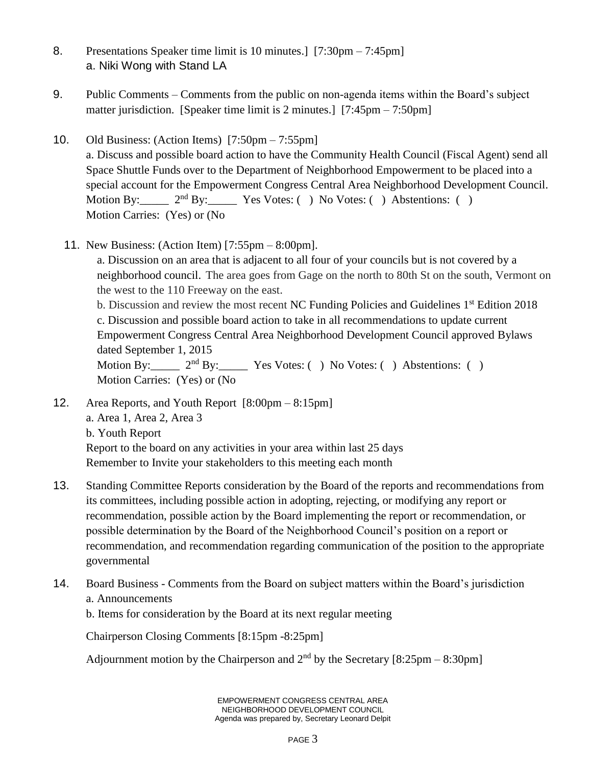8. Presentations Speaker time limit is 10 minutes.] [7:30pm – 7:45pm]
   a. Niki Wong with Stand LA

9. Public Comments – Comments from the public on non-agenda items within the Board's subject matter jurisdiction. [Speaker time limit is 2 minutes.] [7:45pm – 7:50pm]

10. Old Business: (Action Items) [7:50pm – 7:55pm]
    a. Discuss and possible board action to have the Community Health Council (Fiscal Agent) send all Space Shuttle Funds over to the Department of Neighborhood Empowerment to be placed into a special account for the Empowerment Congress Central Area Neighborhood Development Council.
    Motion By:_____ 2nd By:_____ Yes Votes: ( ) No Votes: ( ) Abstentions: ( )
    Motion Carries: (Yes) or (No

11. New Business: (Action Item) [7:55pm – 8:00pm].
    a. Discussion on an area that is adjacent to all four of your councils but is not covered by a neighborhood council. The area goes from Gage on the north to 80th St on the south, Vermont on the west to the 110 Freeway on the east.
    b. Discussion and review the most recent NC Funding Policies and Guidelines 1st Edition 2018
    c. Discussion and possible board action to take in all recommendations to update current Empowerment Congress Central Area Neighborhood Development Council approved Bylaws dated September 1, 2015
    Motion By:_____ 2nd By:_____ Yes Votes: ( ) No Votes: ( ) Abstentions: ( )
    Motion Carries: (Yes) or (No

12. Area Reports, and Youth Report [8:00pm – 8:15pm]
    a. Area 1, Area 2, Area 3
    b. Youth Report
    Report to the board on any activities in your area within last 25 days
    Remember to Invite your stakeholders to this meeting each month

13. Standing Committee Reports consideration by the Board of the reports and recommendations from its committees, including possible action in adopting, rejecting, or modifying any report or recommendation, possible action by the Board implementing the report or recommendation, or possible determination by the Board of the Neighborhood Council's position on a report or recommendation, and recommendation regarding communication of the position to the appropriate governmental

14. Board Business - Comments from the Board on subject matters within the Board's jurisdiction
    a. Announcements
    b. Items for consideration by the Board at its next regular meeting

    Chairperson Closing Comments [8:15pm -8:25pm]

    Adjournment motion by the Chairperson and 2nd by the Secretary [8:25pm – 8:30pm]

EMPOWERMENT CONGRESS CENTRAL AREA
NEIGHBORHOOD DEVELOPMENT COUNCIL
Agenda was prepared by, Secretary Leonard Delpit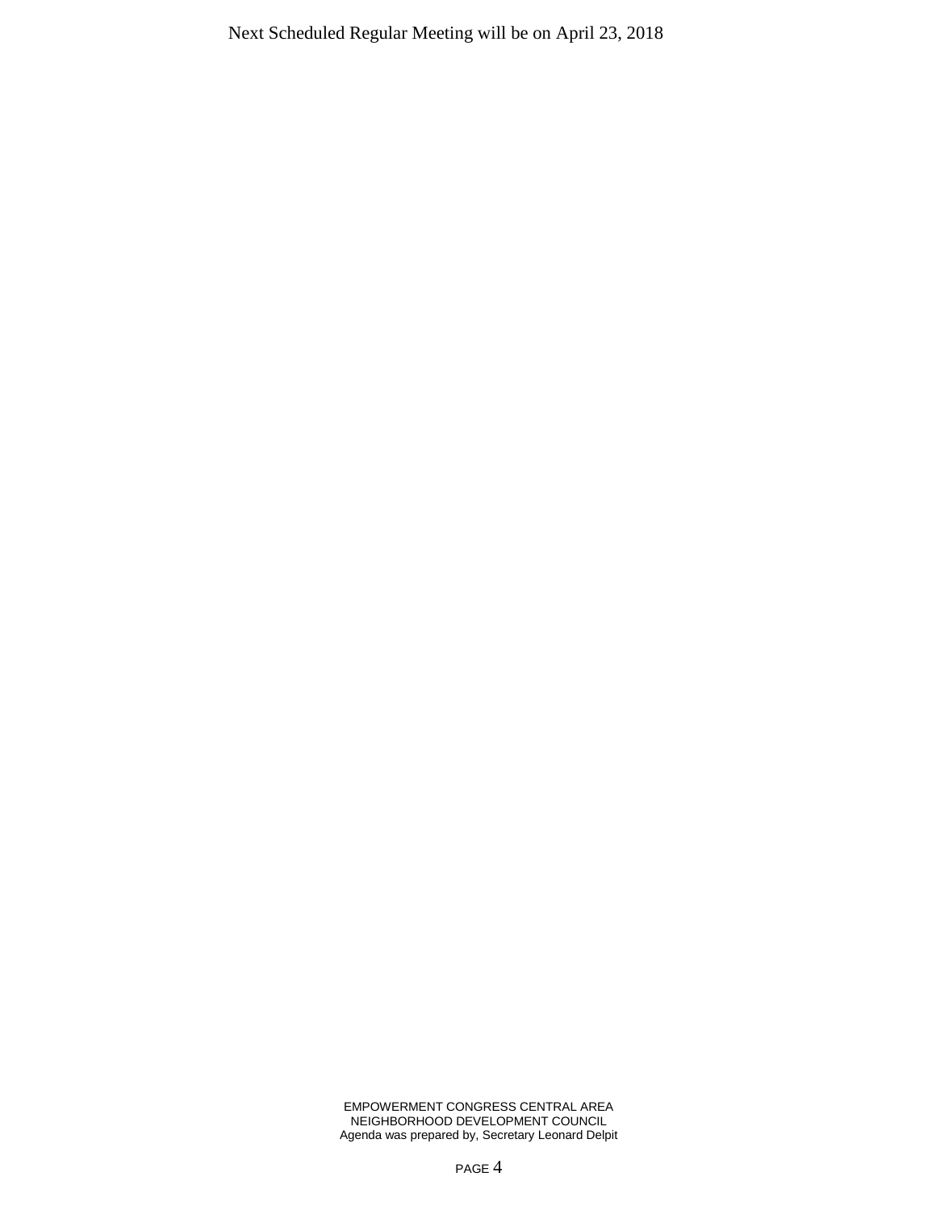Next Scheduled Regular Meeting will be on April 23, 2018